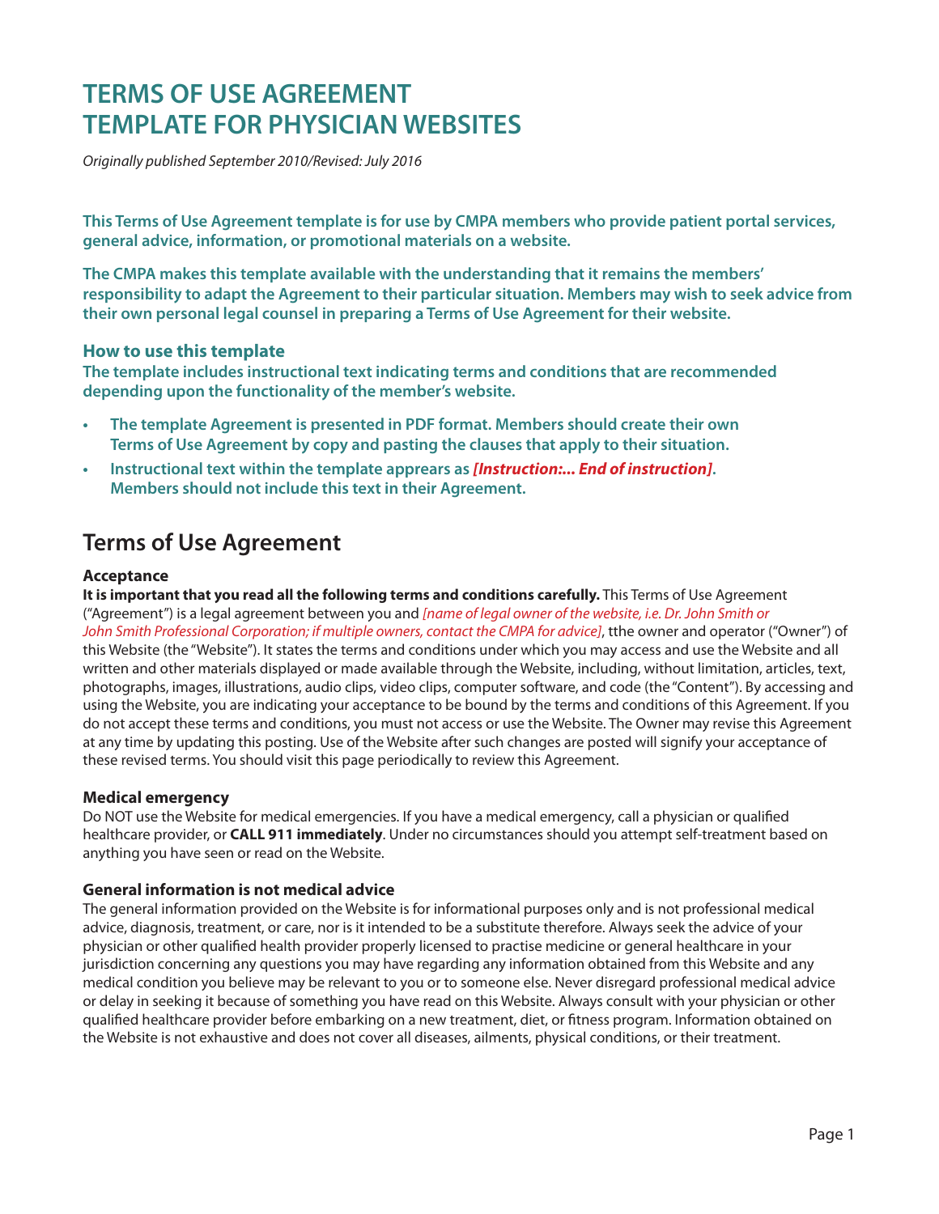# TERMS OF USE AGREEMENT TEMPLATE FOR PHYSICIAN WEBSITES

*Originally published September 2010/Revised: July 2016*

**This Terms of Use Agreement template is for use by CMPA members who provide patient portal services, general advice, information, or promotional materials on a website.**

**The CMPA makes this template available with the understanding that it remains the members' responsibility to adapt the Agreement to their particular situation. Members may wish to seek advice from their own personal legal counsel in preparing a Terms of Use Agreement for their website.**

### How to use this template

**The template includes instructional text indicating terms and conditions that are recommended depending upon the functionality of the member's website.**

- **The template Agreement is presented in PDF format. Members should create their own Terms of Use Agreement by copy and pasting the clauses that apply to their situation.**
- **Instructional text within the template apprears as *[Instruction:... End of instruction]*. Members should not include this text in their Agreement.**

## Terms of Use Agreement

### Acceptance

**It is important that you read all the following terms and conditions carefully.** This Terms of Use Agreement ("Agreement") is a legal agreement between you and *[name of legal owner of the website, i.e. Dr. John Smith or John Smith Professional Corporation; if multiple owners, contact the CMPA for advice]*, tthe owner and operator ("Owner") of this Website (the "Website"). It states the terms and conditions under which you may access and use the Website and all written and other materials displayed or made available through the Website, including, without limitation, articles, text, photographs, images, illustrations, audio clips, video clips, computer software, and code (the "Content"). By accessing and using the Website, you are indicating your acceptance to be bound by the terms and conditions of this Agreement. If you do not accept these terms and conditions, you must not access or use the Website. The Owner may revise this Agreement at any time by updating this posting. Use of the Website after such changes are posted will signify your acceptance of these revised terms. You should visit this page periodically to review this Agreement.

### Medical emergency

Do NOT use the Website for medical emergencies. If you have a medical emergency, call a physician or qualified healthcare provider, or **CALL 911 immediately**. Under no circumstances should you attempt self-treatment based on anything you have seen or read on the Website.

### General information is not medical advice

The general information provided on the Website is for informational purposes only and is not professional medical advice, diagnosis, treatment, or care, nor is it intended to be a substitute therefore. Always seek the advice of your physician or other qualified health provider properly licensed to practise medicine or general healthcare in your jurisdiction concerning any questions you may have regarding any information obtained from this Website and any medical condition you believe may be relevant to you or to someone else. Never disregard professional medical advice or delay in seeking it because of something you have read on this Website. Always consult with your physician or other qualified healthcare provider before embarking on a new treatment, diet, or fitness program. Information obtained on the Website is not exhaustive and does not cover all diseases, ailments, physical conditions, or their treatment.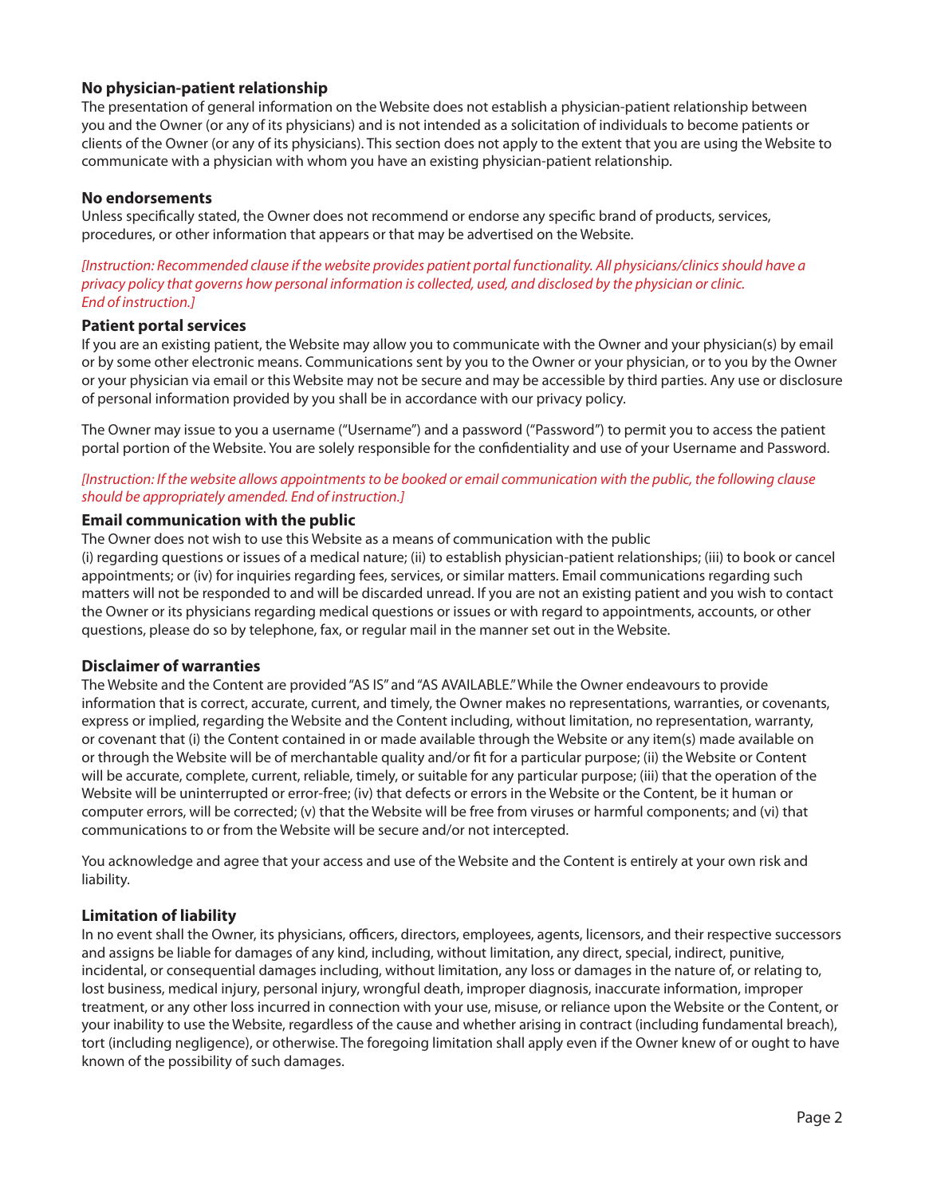### No physician-patient relationship

The presentation of general information on the Website does not establish a physician-patient relationship between you and the Owner (or any of its physicians) and is not intended as a solicitation of individuals to become patients or clients of the Owner (or any of its physicians). This section does not apply to the extent that you are using the Website to communicate with a physician with whom you have an existing physician-patient relationship.

### No endorsements

Unless specifically stated, the Owner does not recommend or endorse any specific brand of products, services, procedures, or other information that appears or that may be advertised on the Website.

*[Instruction: Recommended clause if the website provides patient portal functionality. All physicians/clinics should have a privacy policy that governs how personal information is collected, used, and disclosed by the physician or clinic. End of instruction.]*

### Patient portal services

If you are an existing patient, the Website may allow you to communicate with the Owner and your physician(s) by email or by some other electronic means. Communications sent by you to the Owner or your physician, or to you by the Owner or your physician via email or this Website may not be secure and may be accessible by third parties. Any use or disclosure of personal information provided by you shall be in accordance with our privacy policy.

The Owner may issue to you a username ("Username") and a password ("Password") to permit you to access the patient portal portion of the Website. You are solely responsible for the confidentiality and use of your Username and Password.

*[Instruction: If the website allows appointments to be booked or email communication with the public, the following clause should be appropriately amended. End of instruction.]*

### Email communication with the public

The Owner does not wish to use this Website as a means of communication with the public (i) regarding questions or issues of a medical nature; (ii) to establish physician-patient relationships; (iii) to book or cancel appointments; or (iv) for inquiries regarding fees, services, or similar matters. Email communications regarding such matters will not be responded to and will be discarded unread. If you are not an existing patient and you wish to contact the Owner or its physicians regarding medical questions or issues or with regard to appointments, accounts, or other questions, please do so by telephone, fax, or regular mail in the manner set out in the Website.

### Disclaimer of warranties

The Website and the Content are provided "AS IS" and "AS AVAILABLE." While the Owner endeavours to provide information that is correct, accurate, current, and timely, the Owner makes no representations, warranties, or covenants, express or implied, regarding the Website and the Content including, without limitation, no representation, warranty, or covenant that (i) the Content contained in or made available through the Website or any item(s) made available on or through the Website will be of merchantable quality and/or fit for a particular purpose; (ii) the Website or Content will be accurate, complete, current, reliable, timely, or suitable for any particular purpose; (iii) that the operation of the Website will be uninterrupted or error-free; (iv) that defects or errors in the Website or the Content, be it human or computer errors, will be corrected; (v) that the Website will be free from viruses or harmful components; and (vi) that communications to or from the Website will be secure and/or not intercepted.

You acknowledge and agree that your access and use of the Website and the Content is entirely at your own risk and liability.

### Limitation of liability

In no event shall the Owner, its physicians, officers, directors, employees, agents, licensors, and their respective successors and assigns be liable for damages of any kind, including, without limitation, any direct, special, indirect, punitive, incidental, or consequential damages including, without limitation, any loss or damages in the nature of, or relating to, lost business, medical injury, personal injury, wrongful death, improper diagnosis, inaccurate information, improper treatment, or any other loss incurred in connection with your use, misuse, or reliance upon the Website or the Content, or your inability to use the Website, regardless of the cause and whether arising in contract (including fundamental breach), tort (including negligence), or otherwise. The foregoing limitation shall apply even if the Owner knew of or ought to have known of the possibility of such damages.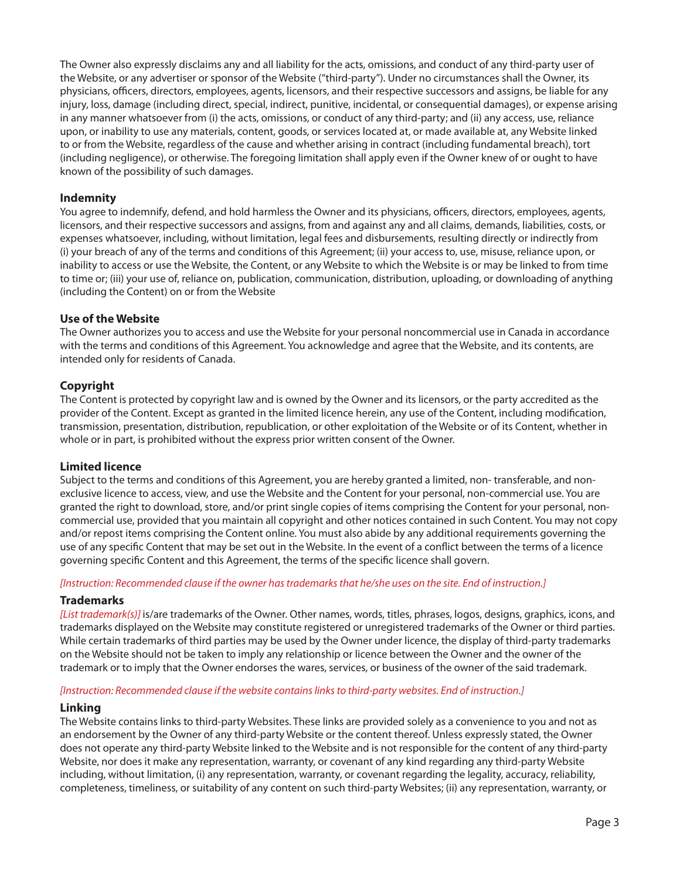The Owner also expressly disclaims any and all liability for the acts, omissions, and conduct of any third-party user of the Website, or any advertiser or sponsor of the Website ("third-party"). Under no circumstances shall the Owner, its physicians, officers, directors, employees, agents, licensors, and their respective successors and assigns, be liable for any injury, loss, damage (including direct, special, indirect, punitive, incidental, or consequential damages), or expense arising in any manner whatsoever from (i) the acts, omissions, or conduct of any third-party; and (ii) any access, use, reliance upon, or inability to use any materials, content, goods, or services located at, or made available at, any Website linked to or from the Website, regardless of the cause and whether arising in contract (including fundamental breach), tort (including negligence), or otherwise. The foregoing limitation shall apply even if the Owner knew of or ought to have known of the possibility of such damages.

### Indemnity

You agree to indemnify, defend, and hold harmless the Owner and its physicians, officers, directors, employees, agents, licensors, and their respective successors and assigns, from and against any and all claims, demands, liabilities, costs, or expenses whatsoever, including, without limitation, legal fees and disbursements, resulting directly or indirectly from (i) your breach of any of the terms and conditions of this Agreement; (ii) your access to, use, misuse, reliance upon, or inability to access or use the Website, the Content, or any Website to which the Website is or may be linked to from time to time or; (iii) your use of, reliance on, publication, communication, distribution, uploading, or downloading of anything (including the Content) on or from the Website

### Use of the Website

The Owner authorizes you to access and use the Website for your personal noncommercial use in Canada in accordance with the terms and conditions of this Agreement. You acknowledge and agree that the Website, and its contents, are intended only for residents of Canada.

### Copyright

The Content is protected by copyright law and is owned by the Owner and its licensors, or the party accredited as the provider of the Content. Except as granted in the limited licence herein, any use of the Content, including modification, transmission, presentation, distribution, republication, or other exploitation of the Website or of its Content, whether in whole or in part, is prohibited without the express prior written consent of the Owner.

### Limited licence

Subject to the terms and conditions of this Agreement, you are hereby granted a limited, non- transferable, and non-exclusive licence to access, view, and use the Website and the Content for your personal, non-commercial use. You are granted the right to download, store, and/or print single copies of items comprising the Content for your personal, non-commercial use, provided that you maintain all copyright and other notices contained in such Content. You may not copy and/or repost items comprising the Content online. You must also abide by any additional requirements governing the use of any specific Content that may be set out in the Website. In the event of a conflict between the terms of a licence governing specific Content and this Agreement, the terms of the specific licence shall govern.

*[Instruction: Recommended clause if the owner has trademarks that he/she uses on the site. End of instruction.]*

### Trademarks

*[List trademark(s)]* is/are trademarks of the Owner. Other names, words, titles, phrases, logos, designs, graphics, icons, and trademarks displayed on the Website may constitute registered or unregistered trademarks of the Owner or third parties. While certain trademarks of third parties may be used by the Owner under licence, the display of third-party trademarks on the Website should not be taken to imply any relationship or licence between the Owner and the owner of the trademark or to imply that the Owner endorses the wares, services, or business of the owner of the said trademark.

*[Instruction: Recommended clause if the website contains links to third-party websites. End of instruction.]*

### Linking

The Website contains links to third-party Websites. These links are provided solely as a convenience to you and not as an endorsement by the Owner of any third-party Website or the content thereof. Unless expressly stated, the Owner does not operate any third-party Website linked to the Website and is not responsible for the content of any third-party Website, nor does it make any representation, warranty, or covenant of any kind regarding any third-party Website including, without limitation, (i) any representation, warranty, or covenant regarding the legality, accuracy, reliability, completeness, timeliness, or suitability of any content on such third-party Websites; (ii) any representation, warranty, or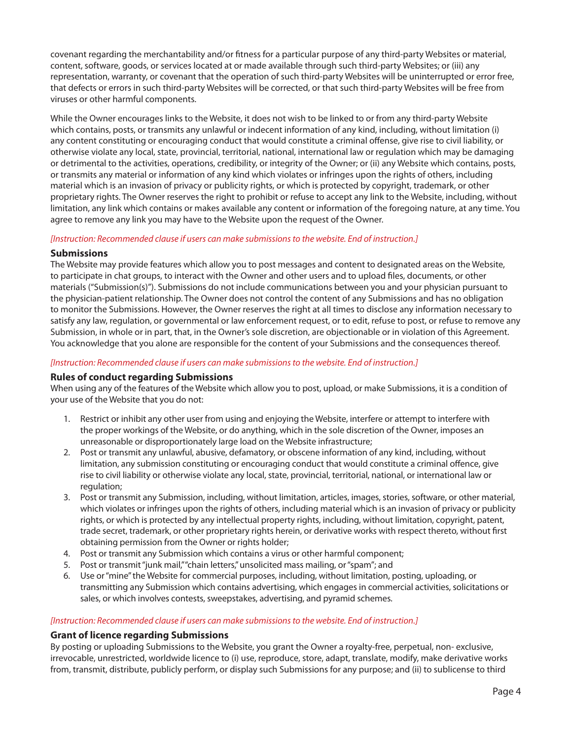covenant regarding the merchantability and/or fitness for a particular purpose of any third-party Websites or material, content, software, goods, or services located at or made available through such third-party Websites; or (iii) any representation, warranty, or covenant that the operation of such third-party Websites will be uninterrupted or error free, that defects or errors in such third-party Websites will be corrected, or that such third-party Websites will be free from viruses or other harmful components.

While the Owner encourages links to the Website, it does not wish to be linked to or from any third-party Website which contains, posts, or transmits any unlawful or indecent information of any kind, including, without limitation (i) any content constituting or encouraging conduct that would constitute a criminal offense, give rise to civil liability, or otherwise violate any local, state, provincial, territorial, national, international law or regulation which may be damaging or detrimental to the activities, operations, credibility, or integrity of the Owner; or (ii) any Website which contains, posts, or transmits any material or information of any kind which violates or infringes upon the rights of others, including material which is an invasion of privacy or publicity rights, or which is protected by copyright, trademark, or other proprietary rights. The Owner reserves the right to prohibit or refuse to accept any link to the Website, including, without limitation, any link which contains or makes available any content or information of the foregoing nature, at any time. You agree to remove any link you may have to the Website upon the request of the Owner.

*[Instruction: Recommended clause if users can make submissions to the website. End of instruction.]*

**Submissions**

The Website may provide features which allow you to post messages and content to designated areas on the Website, to participate in chat groups, to interact with the Owner and other users and to upload files, documents, or other materials ("Submission(s)"). Submissions do not include communications between you and your physician pursuant to the physician-patient relationship. The Owner does not control the content of any Submissions and has no obligation to monitor the Submissions. However, the Owner reserves the right at all times to disclose any information necessary to satisfy any law, regulation, or governmental or law enforcement request, or to edit, refuse to post, or refuse to remove any Submission, in whole or in part, that, in the Owner's sole discretion, are objectionable or in violation of this Agreement. You acknowledge that you alone are responsible for the content of your Submissions and the consequences thereof.

*[Instruction: Recommended clause if users can make submissions to the website. End of instruction.]*

**Rules of conduct regarding Submissions**

When using any of the features of the Website which allow you to post, upload, or make Submissions, it is a condition of your use of the Website that you do not:

1. Restrict or inhibit any other user from using and enjoying the Website, interfere or attempt to interfere with the proper workings of the Website, or do anything, which in the sole discretion of the Owner, imposes an unreasonable or disproportionately large load on the Website infrastructure;
2. Post or transmit any unlawful, abusive, defamatory, or obscene information of any kind, including, without limitation, any submission constituting or encouraging conduct that would constitute a criminal offence, give rise to civil liability or otherwise violate any local, state, provincial, territorial, national, or international law or regulation;
3. Post or transmit any Submission, including, without limitation, articles, images, stories, software, or other material, which violates or infringes upon the rights of others, including material which is an invasion of privacy or publicity rights, or which is protected by any intellectual property rights, including, without limitation, copyright, patent, trade secret, trademark, or other proprietary rights herein, or derivative works with respect thereto, without first obtaining permission from the Owner or rights holder;
4. Post or transmit any Submission which contains a virus or other harmful component;
5. Post or transmit "junk mail," "chain letters," unsolicited mass mailing, or "spam"; and
6. Use or "mine" the Website for commercial purposes, including, without limitation, posting, uploading, or transmitting any Submission which contains advertising, which engages in commercial activities, solicitations or sales, or which involves contests, sweepstakes, advertising, and pyramid schemes.

*[Instruction: Recommended clause if users can make submissions to the website. End of instruction.]*

**Grant of licence regarding Submissions**

By posting or uploading Submissions to the Website, you grant the Owner a royalty-free, perpetual, non- exclusive, irrevocable, unrestricted, worldwide licence to (i) use, reproduce, store, adapt, translate, modify, make derivative works from, transmit, distribute, publicly perform, or display such Submissions for any purpose; and (ii) to sublicense to third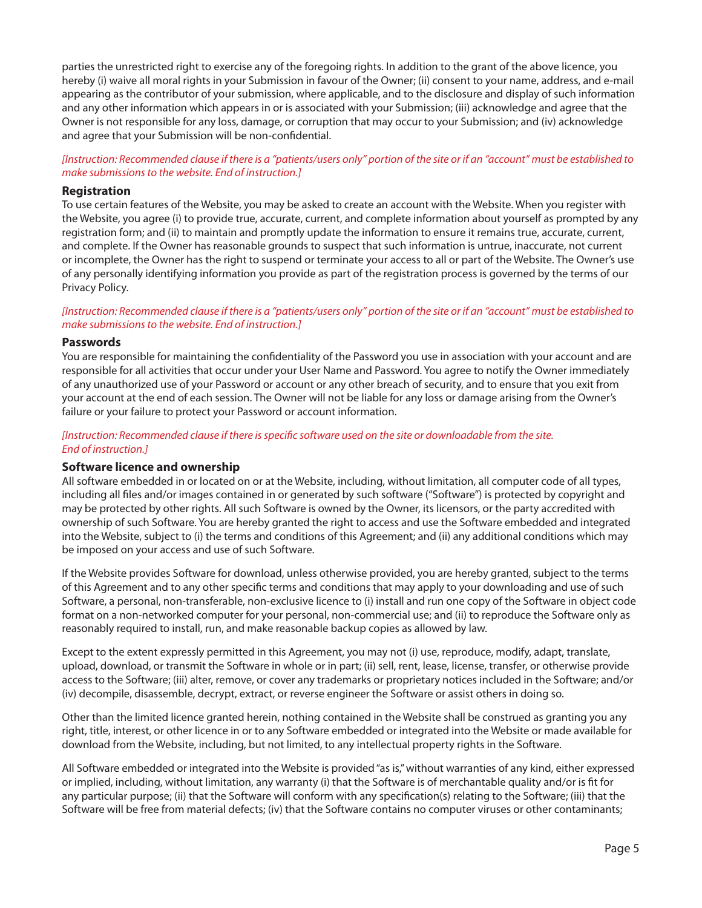parties the unrestricted right to exercise any of the foregoing rights. In addition to the grant of the above licence, you hereby (i) waive all moral rights in your Submission in favour of the Owner; (ii) consent to your name, address, and e-mail appearing as the contributor of your submission, where applicable, and to the disclosure and display of such information and any other information which appears in or is associated with your Submission; (iii) acknowledge and agree that the Owner is not responsible for any loss, damage, or corruption that may occur to your Submission; and (iv) acknowledge and agree that your Submission will be non-confidential.

*[Instruction: Recommended clause if there is a "patients/users only" portion of the site or if an "account" must be established to make submissions to the website. End of instruction.]*

### Registration

To use certain features of the Website, you may be asked to create an account with the Website. When you register with the Website, you agree (i) to provide true, accurate, current, and complete information about yourself as prompted by any registration form; and (ii) to maintain and promptly update the information to ensure it remains true, accurate, current, and complete. If the Owner has reasonable grounds to suspect that such information is untrue, inaccurate, not current or incomplete, the Owner has the right to suspend or terminate your access to all or part of the Website. The Owner's use of any personally identifying information you provide as part of the registration process is governed by the terms of our Privacy Policy.

*[Instruction: Recommended clause if there is a "patients/users only" portion of the site or if an "account" must be established to make submissions to the website. End of instruction.]*

### Passwords

You are responsible for maintaining the confidentiality of the Password you use in association with your account and are responsible for all activities that occur under your User Name and Password. You agree to notify the Owner immediately of any unauthorized use of your Password or account or any other breach of security, and to ensure that you exit from your account at the end of each session. The Owner will not be liable for any loss or damage arising from the Owner's failure or your failure to protect your Password or account information.

*[Instruction: Recommended clause if there is specific software used on the site or downloadable from the site. End of instruction.]*

### Software licence and ownership

All software embedded in or located on or at the Website, including, without limitation, all computer code of all types, including all files and/or images contained in or generated by such software ("Software") is protected by copyright and may be protected by other rights. All such Software is owned by the Owner, its licensors, or the party accredited with ownership of such Software. You are hereby granted the right to access and use the Software embedded and integrated into the Website, subject to (i) the terms and conditions of this Agreement; and (ii) any additional conditions which may be imposed on your access and use of such Software.

If the Website provides Software for download, unless otherwise provided, you are hereby granted, subject to the terms of this Agreement and to any other specific terms and conditions that may apply to your downloading and use of such Software, a personal, non-transferable, non-exclusive licence to (i) install and run one copy of the Software in object code format on a non-networked computer for your personal, non-commercial use; and (ii) to reproduce the Software only as reasonably required to install, run, and make reasonable backup copies as allowed by law.

Except to the extent expressly permitted in this Agreement, you may not (i) use, reproduce, modify, adapt, translate, upload, download, or transmit the Software in whole or in part; (ii) sell, rent, lease, license, transfer, or otherwise provide access to the Software; (iii) alter, remove, or cover any trademarks or proprietary notices included in the Software; and/or (iv) decompile, disassemble, decrypt, extract, or reverse engineer the Software or assist others in doing so.

Other than the limited licence granted herein, nothing contained in the Website shall be construed as granting you any right, title, interest, or other licence in or to any Software embedded or integrated into the Website or made available for download from the Website, including, but not limited, to any intellectual property rights in the Software.

All Software embedded or integrated into the Website is provided "as is," without warranties of any kind, either expressed or implied, including, without limitation, any warranty (i) that the Software is of merchantable quality and/or is fit for any particular purpose; (ii) that the Software will conform with any specification(s) relating to the Software; (iii) that the Software will be free from material defects; (iv) that the Software contains no computer viruses or other contaminants;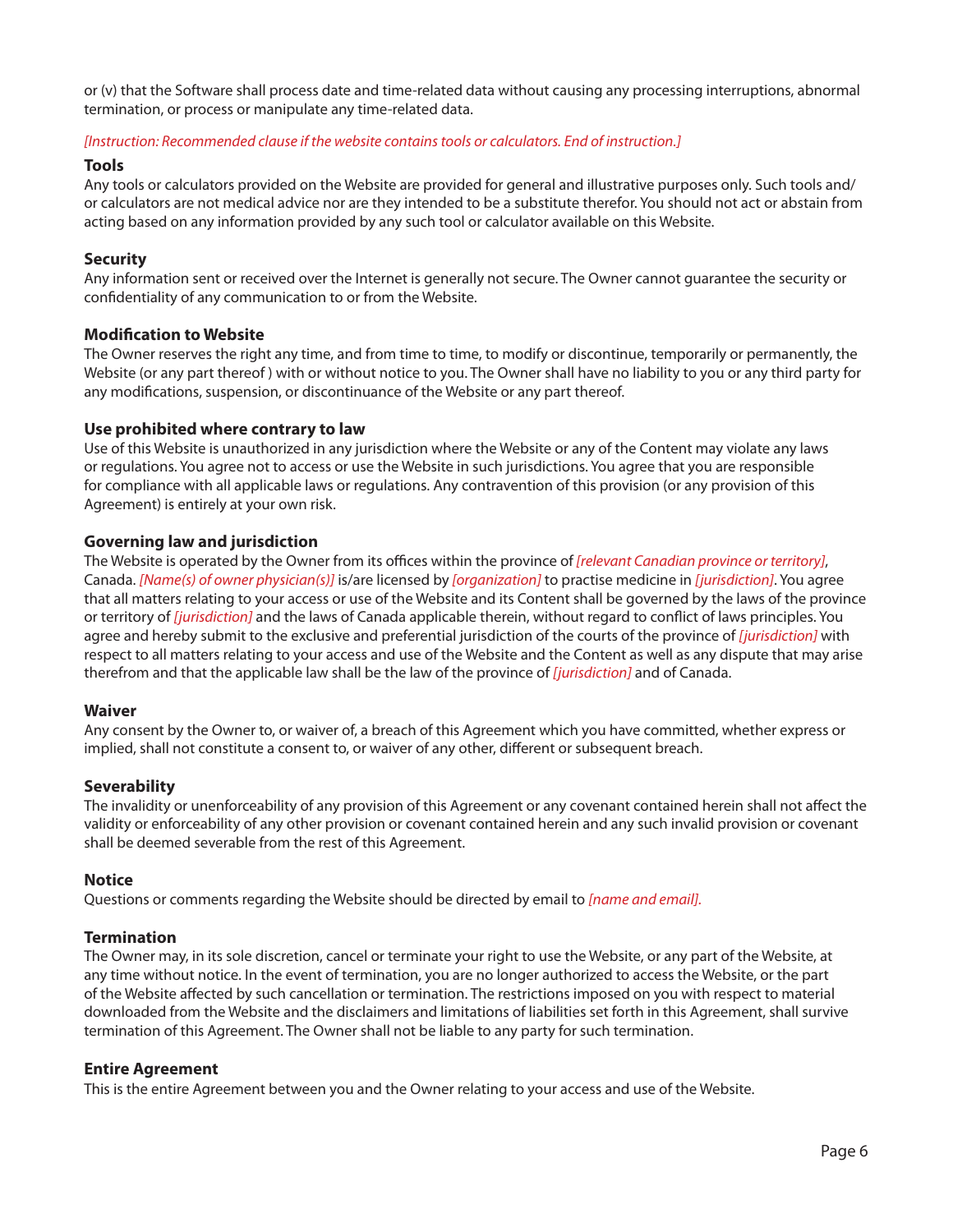or (v) that the Software shall process date and time-related data without causing any processing interruptions, abnormal termination, or process or manipulate any time-related data.

*[Instruction: Recommended clause if the website contains tools or calculators. End of instruction.]*

### Tools

Any tools or calculators provided on the Website are provided for general and illustrative purposes only. Such tools and/or calculators are not medical advice nor are they intended to be a substitute therefor. You should not act or abstain from acting based on any information provided by any such tool or calculator available on this Website.

### Security

Any information sent or received over the Internet is generally not secure. The Owner cannot guarantee the security or confidentiality of any communication to or from the Website.

### Modification to Website

The Owner reserves the right any time, and from time to time, to modify or discontinue, temporarily or permanently, the Website (or any part thereof ) with or without notice to you. The Owner shall have no liability to you or any third party for any modifications, suspension, or discontinuance of the Website or any part thereof.

### Use prohibited where contrary to law

Use of this Website is unauthorized in any jurisdiction where the Website or any of the Content may violate any laws or regulations. You agree not to access or use the Website in such jurisdictions. You agree that you are responsible for compliance with all applicable laws or regulations. Any contravention of this provision (or any provision of this Agreement) is entirely at your own risk.

### Governing law and jurisdiction

The Website is operated by the Owner from its offices within the province of *[relevant Canadian province or territory]*, Canada. *[Name(s) of owner physician(s)]* is/are licensed by *[organization]* to practise medicine in *[jurisdiction]*. You agree that all matters relating to your access or use of the Website and its Content shall be governed by the laws of the province or territory of *[jurisdiction]* and the laws of Canada applicable therein, without regard to conflict of laws principles. You agree and hereby submit to the exclusive and preferential jurisdiction of the courts of the province of *[jurisdiction]* with respect to all matters relating to your access and use of the Website and the Content as well as any dispute that may arise therefrom and that the applicable law shall be the law of the province of *[jurisdiction]* and of Canada.

### Waiver

Any consent by the Owner to, or waiver of, a breach of this Agreement which you have committed, whether express or implied, shall not constitute a consent to, or waiver of any other, different or subsequent breach.

### Severability

The invalidity or unenforceability of any provision of this Agreement or any covenant contained herein shall not affect the validity or enforceability of any other provision or covenant contained herein and any such invalid provision or covenant shall be deemed severable from the rest of this Agreement.

### Notice

Questions or comments regarding the Website should be directed by email to *[name and email].*

### Termination

The Owner may, in its sole discretion, cancel or terminate your right to use the Website, or any part of the Website, at any time without notice. In the event of termination, you are no longer authorized to access the Website, or the part of the Website affected by such cancellation or termination. The restrictions imposed on you with respect to material downloaded from the Website and the disclaimers and limitations of liabilities set forth in this Agreement, shall survive termination of this Agreement. The Owner shall not be liable to any party for such termination.

### Entire Agreement

This is the entire Agreement between you and the Owner relating to your access and use of the Website.